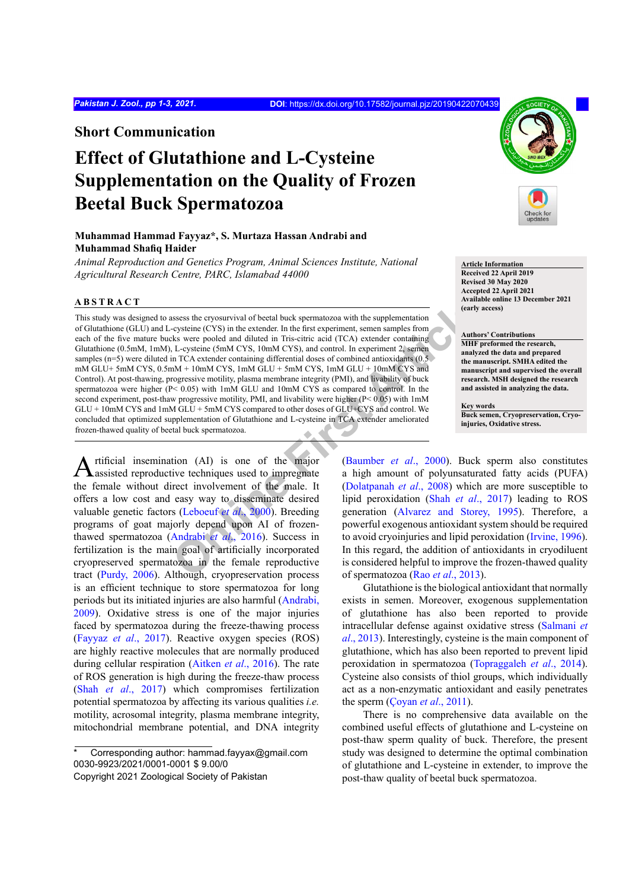## Short Communication

# Effect of Glutathione and L-Cysteine Supplementation on the Quality of Frozen Beetal Buck Spermatozoa

**Muhammad Hammad Fayyaz\*, S. Murtaza Hassan Andrabi and Muhammad Shafiq Haider**

*Animal Reproduction and Genetics Program, Animal Sciences Institute, National Agricultural Research Centre, PARC, Islamabad 44000*

**Article Information**
Received 22 April 2019
Revised 30 May 2020
Accepted 22 April 2021
Available online 13 December 2021 (early access)

**Authors' Contributions**
MHF preformed the research, analyzed the data and prepared the manuscript. SMHA edited the manuscript and supervised the overall research. MSH designed the research and assisted in analyzing the data.

**Key words**
Buck semen, Cryopreservation, Cryo-injuries, Oxidative stress.

## ABSTRACT

This study was designed to assess the cryosurvival of beetal buck spermatozoa with the supplementation of Glutathione (GLU) and L-cysteine (CYS) in the extender. In the first experiment, semen samples from each of the five mature bucks were pooled and diluted in Tris-citric acid (TCA) extender containing Glutathione (0.5mM, 1mM), L-cysteine (5mM CYS, 10mM CYS), and control. In experiment 2, semen samples (n=5) were diluted in TCA extender containing differential doses of combined antioxidants (0.5 mM GLU+ 5mM CYS, 0.5mM + 10mM CYS, 1mM GLU + 5mM CYS, 1mM GLU + 10mM CYS and Control). At post-thawing, progressive motility, plasma membrane integrity (PMI), and livability of buck spermatozoa were higher ($P < 0.05$) with 1mM GLU and 10mM CYS as compared to control. In the second experiment, post-thaw progressive motility, PMI, and livability were higher ($P < 0.05$) with 1mM GLU + 10mM CYS and 1mM GLU + 5mM CYS compared to other doses of GLU+CYS and control. We concluded that optimized supplementation of Glutathione and L-cysteine in TCA extender ameliorated frozen-thawed quality of beetal buck spermatozoa.

Artificial insemination (AI) is one of the major assisted reproductive techniques used to impregnate the female without direct involvement of the male. It offers a low cost and easy way to disseminate desired valuable genetic factors (Leboeuf *et al*., 2000). Breeding programs of goat majorly depend upon AI of frozen-thawed spermatozoa (Andrabi *et al*., 2016). Success in fertilization is the main goal of artificially incorporated cryopreserved spermatozoa in the female reproductive tract (Purdy, 2006). Although, cryopreservation process is an efficient technique to store spermatozoa for long periods but its initiated injuries are also harmful (Andrabi, 2009). Oxidative stress is one of the major injuries faced by spermatozoa during the freeze-thawing process (Fayyaz *et al*., 2017). Reactive oxygen species (ROS) are highly reactive molecules that are normally produced during cellular respiration (Aitken *et al*., 2016). The rate of ROS generation is high during the freeze-thaw process (Shah *et al*., 2017) which compromises fertilization potential spermatozoa by affecting its various qualities *i.e.* motility, acrosomal integrity, plasma membrane integrity, mitochondrial membrane potential, and DNA integrity (Baumber *et al*., 2000). Buck sperm also constitutes a high amount of polyunsaturated fatty acids (PUFA) (Dolatpanah *et al*., 2008) which are more susceptible to lipid peroxidation (Shah *et al*., 2017) leading to ROS generation (Alvarez and Storey, 1995). Therefore, a powerful exogenous antioxidant system should be required to avoid cryoinjuries and lipid peroxidation (Irvine, 1996). In this regard, the addition of antioxidants in cryodiluent is considered helpful to improve the frozen-thawed quality of spermatozoa (Rao *et al*., 2013).

Glutathione is the biological antioxidant that normally exists in semen. Moreover, exogenous supplementation of glutathione has also been reported to provide intracellular defense against oxidative stress (Salmani *et al*., 2013). Interestingly, cysteine is the main component of glutathione, which has also been reported to prevent lipid peroxidation in spermatozoa (Topraggaleh *et al*., 2014). Cysteine also consists of thiol groups, which individually act as a non-enzymatic antioxidant and easily penetrates the sperm (Çoyan *et al*., 2011).

There is no comprehensive data available on the combined useful effects of glutathione and L-cysteine on post-thaw sperm quality of buck. Therefore, the present study was designed to determine the optimal combination of glutathione and L-cysteine in extender, to improve the post-thaw quality of beetal buck spermatozoa.

\* Corresponding author: hammad.fayyax@gmail.com
0030-9923/2021/0001-0001 $ 9.00/0
Copyright 2021 Zoological Society of Pakistan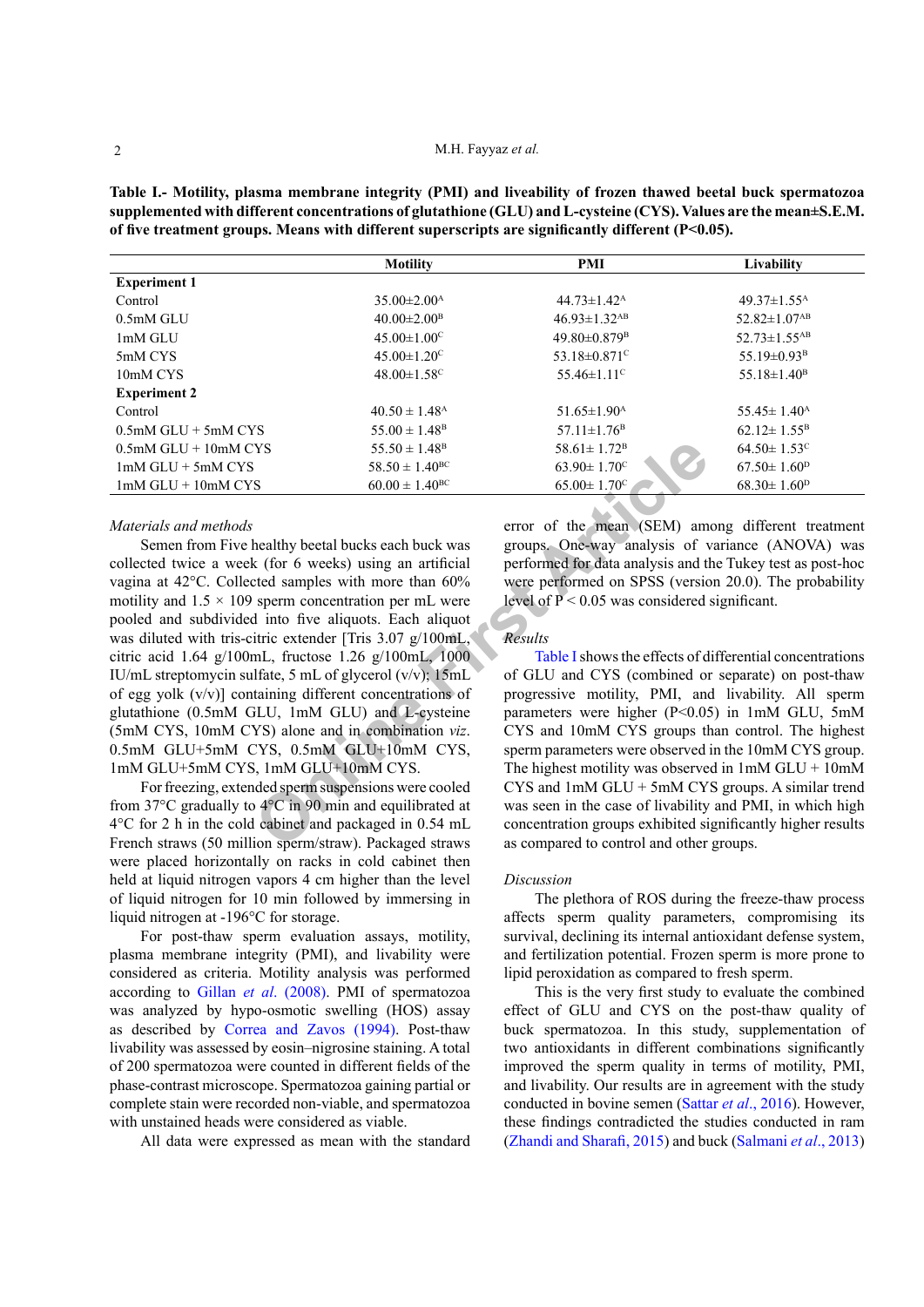**Table I.- Motility, plasma membrane integrity (PMI) and liveability of frozen thawed beetal buck spermatozoa supplemented with different concentrations of glutathione (GLU) and L-cysteine (CYS). Values are the mean±S.E.M. of five treatment groups. Means with different superscripts are significantly different (P<0.05).**

| | Motility | PMI | Livability |
|---|---|---|---|
| **Experiment 1** | | | |
| Control | 35.00±2.00[A] | 44.73±1.42[A] | 49.37±1.55[A] |
| 0.5mM GLU | 40.00±2.00[B] | 46.93±1.32[AB] | 52.82±1.07[AB] |
| 1mM GLU | 45.00±1.00[C] | 49.80±0.879[B] | 52.73±1.55[AB] |
| 5mM CYS | 45.00±1.20[C] | 53.18±0.871[C] | 55.19±0.93[B] |
| 10mM CYS | 48.00±1.58[C] | 55.46±1.11[C] | 55.18±1.40[B] |
| **Experiment 2** | | | |
| Control | 40.50 ± 1.48[A] | 51.65±1.90[A] | 55.45± 1.40[A] |
| 0.5mM GLU + 5mM CYS | 55.00 ± 1.48[B] | 57.11±1.76[B] | 62.12± 1.55[B] |
| 0.5mM GLU + 10mM CYS | 55.50 ± 1.48[B] | 58.61± 1.72[B] | 64.50± 1.53[C] |
| 1mM GLU + 5mM CYS | 58.50 ± 1.40[BC] | 63.90± 1.70[C] | 67.50± 1.60[D] |
| 1mM GLU + 10mM CYS | 60.00 ± 1.40[BC] | 65.00± 1.70[C] | 68.30± 1.60[D] |

*Materials and methods*

Semen from Five healthy beetal bucks each buck was collected twice a week (for 6 weeks) using an artificial vagina at 42°C. Collected samples with more than 60% motility and 1.5 × 109 sperm concentration per mL were pooled and subdivided into five aliquots. Each aliquot was diluted with tris-citric extender [Tris 3.07 g/100mL, citric acid 1.64 g/100mL, fructose 1.26 g/100mL, 1000 IU/mL streptomycin sulfate, 5 mL of glycerol (v/v); 15mL of egg yolk (v/v)] containing different concentrations of glutathione (0.5mM GLU, 1mM GLU) and L-cysteine (5mM CYS, 10mM CYS) alone and in combination *viz*. 0.5mM GLU+5mM CYS, 0.5mM GLU+10mM CYS, 1mM GLU+5mM CYS, 1mM GLU+10mM CYS.

For freezing, extended sperm suspensions were cooled from 37°C gradually to 4°C in 90 min and equilibrated at 4°C for 2 h in the cold cabinet and packaged in 0.54 mL French straws (50 million sperm/straw). Packaged straws were placed horizontally on racks in cold cabinet then held at liquid nitrogen vapors 4 cm higher than the level of liquid nitrogen for 10 min followed by immersing in liquid nitrogen at -196°C for storage.

For post-thaw sperm evaluation assays, motility, plasma membrane integrity (PMI), and livability were considered as criteria. Motility analysis was performed according to Gillan *et al*. (2008). PMI of spermatozoa was analyzed by hypo-osmotic swelling (HOS) assay as described by Correa and Zavos (1994). Post-thaw livability was assessed by eosin–nigrosine staining. A total of 200 spermatozoa were counted in different fields of the phase-contrast microscope. Spermatozoa gaining partial or complete stain were recorded non-viable, and spermatozoa with unstained heads were considered as viable.

All data were expressed as mean with the standard error of the mean (SEM) among different treatment groups. One-way analysis of variance (ANOVA) was performed for data analysis and the Tukey test as post-hoc were performed on SPSS (version 20.0). The probability level of P < 0.05 was considered significant.

*Results*

Table I shows the effects of differential concentrations of GLU and CYS (combined or separate) on post-thaw progressive motility, PMI, and livability. All sperm parameters were higher (P<0.05) in 1mM GLU, 5mM CYS and 10mM CYS groups than control. The highest sperm parameters were observed in the 10mM CYS group. The highest motility was observed in 1mM GLU + 10mM CYS and 1mM GLU + 5mM CYS groups. A similar trend was seen in the case of livability and PMI, in which high concentration groups exhibited significantly higher results as compared to control and other groups.

*Discussion*

The plethora of ROS during the freeze-thaw process affects sperm quality parameters, compromising its survival, declining its internal antioxidant defense system, and fertilization potential. Frozen sperm is more prone to lipid peroxidation as compared to fresh sperm.

This is the very first study to evaluate the combined effect of GLU and CYS on the post-thaw quality of buck spermatozoa. In this study, supplementation of two antioxidants in different combinations significantly improved the sperm quality in terms of motility, PMI, and livability. Our results are in agreement with the study conducted in bovine semen (Sattar *et al*., 2016). However, these findings contradicted the studies conducted in ram (Zhandi and Sharafi, 2015) and buck (Salmani *et al*., 2013)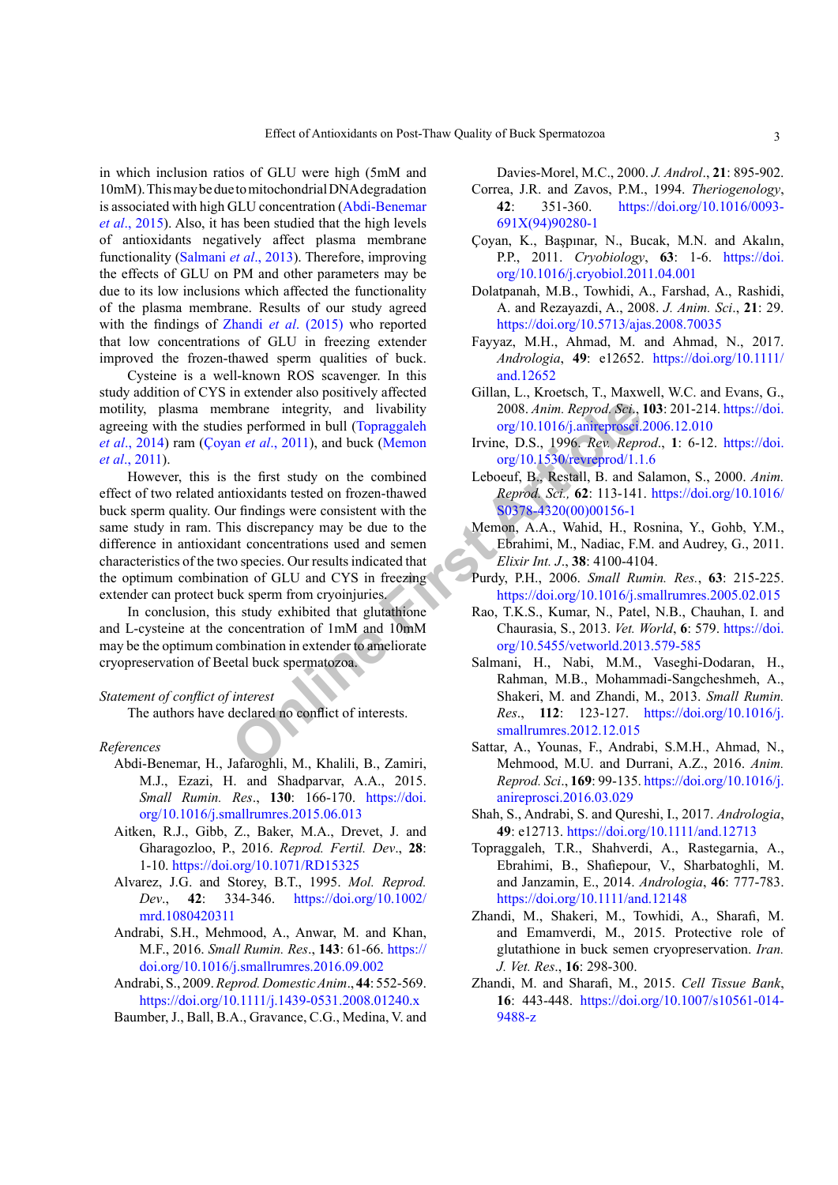in which inclusion ratios of GLU were high (5mM and 10mM). This may be due to mitochondrial DNA degradation is associated with high GLU concentration (Abdi-Benemar *et al*., 2015). Also, it has been studied that the high levels of antioxidants negatively affect plasma membrane functionality (Salmani *et al*., 2013). Therefore, improving the effects of GLU on PM and other parameters may be due to its low inclusions which affected the functionality of the plasma membrane. Results of our study agreed with the findings of Zhandi *et al*. (2015) who reported that low concentrations of GLU in freezing extender improved the frozen-thawed sperm qualities of buck.

Cysteine is a well-known ROS scavenger. In this study addition of CYS in extender also positively affected motility, plasma membrane integrity, and livability agreeing with the studies performed in bull (Topraggaleh *et al*., 2014) ram (Çoyan *et al*., 2011), and buck (Memon *et al*., 2011).

However, this is the first study on the combined effect of two related antioxidants tested on frozen-thawed buck sperm quality. Our findings were consistent with the same study in ram. This discrepancy may be due to the difference in antioxidant concentrations used and semen characteristics of the two species. Our results indicated that the optimum combination of GLU and CYS in freezing extender can protect buck sperm from cryoinjuries.

In conclusion, this study exhibited that glutathione and L-cysteine at the concentration of 1mM and 10mM may be the optimum combination in extender to ameliorate cryopreservation of Beetal buck spermatozoa.

*Statement of conflict of interest*

The authors have declared no conflict of interests.

*References*

Abdi-Benemar, H., Jafaroghli, M., Khalili, B., Zamiri, M.J., Ezazi, H. and Shadparvar, A.A., 2015. *Small Rumin. Res*., **130**: 166-170. https://doi.org/10.1016/j.smallrumres.2015.06.013

Aitken, R.J., Gibb, Z., Baker, M.A., Drevet, J. and Gharagozloo, P., 2016. *Reprod. Fertil. Dev*., **28**: 1-10. https://doi.org/10.1071/RD15325

Alvarez, J.G. and Storey, B.T., 1995. *Mol. Reprod. Dev*., **42**: 334-346. https://doi.org/10.1002/mrd.1080420311

Andrabi, S.H., Mehmood, A., Anwar, M. and Khan, M.F., 2016. *Small Rumin. Res*., **143**: 61-66. https://doi.org/10.1016/j.smallrumres.2016.09.002

Andrabi, S., 2009. *Reprod. Domestic Anim*., **44**: 552-569. https://doi.org/10.1111/j.1439-0531.2008.01240.x

Baumber, J., Ball, B.A., Gravance, C.G., Medina, V. and Davies-Morel, M.C., 2000. *J. Androl*., **21**: 895-902.

Correa, J.R. and Zavos, P.M., 1994. *Theriogenology*, **42**: 351-360. https://doi.org/10.1016/0093-691X(94)90280-1

Çoyan, K., Başpınar, N., Bucak, M.N. and Akalın, P.P., 2011. *Cryobiology*, **63**: 1-6. https://doi.org/10.1016/j.cryobiol.2011.04.001

Dolatpanah, M.B., Towhidi, A., Farshad, A., Rashidi, A. and Rezayazdi, A., 2008. *J. Anim. Sci*., **21**: 29. https://doi.org/10.5713/ajas.2008.70035

Fayyaz, M.H., Ahmad, M. and Ahmad, N., 2017. *Andrologia*, **49**: e12652. https://doi.org/10.1111/and.12652

Gillan, L., Kroetsch, T., Maxwell, W.C. and Evans, G., 2008. *Anim. Reprod. Sci*., **103**: 201-214. https://doi.org/10.1016/j.anireprosci.2006.12.010

Irvine, D.S., 1996. *Rev. Reprod*., **1**: 6-12. https://doi.org/10.1530/revreprod/1.1.6

Leboeuf, B., Restall, B. and Salamon, S., 2000. *Anim. Reprod. Sci*., **62**: 113-141. https://doi.org/10.1016/S0378-4320(00)00156-1

Memon, A.A., Wahid, H., Rosnina, Y., Gohb, Y.M., Ebrahimi, M., Nadiac, F.M. and Audrey, G., 2011. *Elixir Int. J*., **38**: 4100-4104.

Purdy, P.H., 2006. *Small Rumin. Res*., **63**: 215-225. https://doi.org/10.1016/j.smallrumres.2005.02.015

Rao, T.K.S., Kumar, N., Patel, N.B., Chauhan, I. and Chaurasia, S., 2013. *Vet. World*, **6**: 579. https://doi.org/10.5455/vetworld.2013.579-585

Salmani, H., Nabi, M.M., Vaseghi-Dodaran, H., Rahman, M.B., Mohammadi-Sangcheshmeh, A., Shakeri, M. and Zhandi, M., 2013. *Small Rumin. Res*., **112**: 123-127. https://doi.org/10.1016/j.smallrumres.2012.12.015

Sattar, A., Younas, F., Andrabi, S.M.H., Ahmad, N., Mehmood, M.U. and Durrani, A.Z., 2016. *Anim. Reprod. Sci*., **169**: 99-135. https://doi.org/10.1016/j.anireprosci.2016.03.029

Shah, S., Andrabi, S. and Qureshi, I., 2017. *Andrologia*, **49**: e12713. https://doi.org/10.1111/and.12713

Topraggaleh, T.R., Shahverdi, A., Rastegarnia, A., Ebrahimi, B., Shafiepour, V., Sharbatoghli, M. and Janzamin, E., 2014. *Andrologia*, **46**: 777-783. https://doi.org/10.1111/and.12148

Zhandi, M., Shakeri, M., Towhidi, A., Sharafi, M. and Emamverdi, M., 2015. Protective role of glutathione in buck semen cryopreservation. *Iran. J. Vet. Res*., **16**: 298-300.

Zhandi, M. and Sharafi, M., 2015. *Cell Tissue Bank*, **16**: 443-448. https://doi.org/10.1007/s10561-014-9488-z